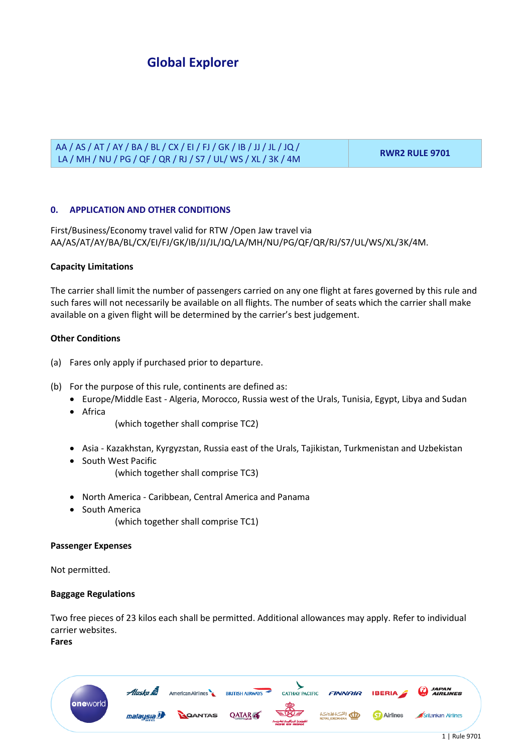# Global Explorer

| AA / AS / AT / AY / BA / BL / CX / EI / FJ / GK / IB / JJ / JL / JQ / LA / MH / NU / PG / QF / QR / RJ / S7 / UL/ WS / XL / 3K / 4M | **RWR2 RULE 9701** |
|---|---|

## 0. APPLICATION AND OTHER CONDITIONS

First/Business/Economy travel valid for RTW /Open Jaw travel via AA/AS/AT/AY/BA/BL/CX/EI/FJ/GK/IB/JJ/JL/JQ/LA/MH/NU/PG/QF/QR/RJ/S7/UL/WS/XL/3K/4M.

**Capacity Limitations**

The carrier shall limit the number of passengers carried on any one flight at fares governed by this rule and such fares will not necessarily be available on all flights. The number of seats which the carrier shall make available on a given flight will be determined by the carrier's best judgement.

**Other Conditions**

(a) Fares only apply if purchased prior to departure.

(b) For the purpose of this rule, continents are defined as:

- Europe/Middle East - Algeria, Morocco, Russia west of the Urals, Tunisia, Egypt, Libya and Sudan
- Africa

  (which together shall comprise TC2)

- Asia - Kazakhstan, Kyrgyzstan, Russia east of the Urals, Tajikistan, Turkmenistan and Uzbekistan
- South West Pacific

  (which together shall comprise TC3)

- North America - Caribbean, Central America and Panama
- South America

  (which together shall comprise TC1)

**Passenger Expenses**

Not permitted.

**Baggage Regulations**

Two free pieces of 23 kilos each shall be permitted. Additional allowances may apply. Refer to individual carrier websites.

**Fares**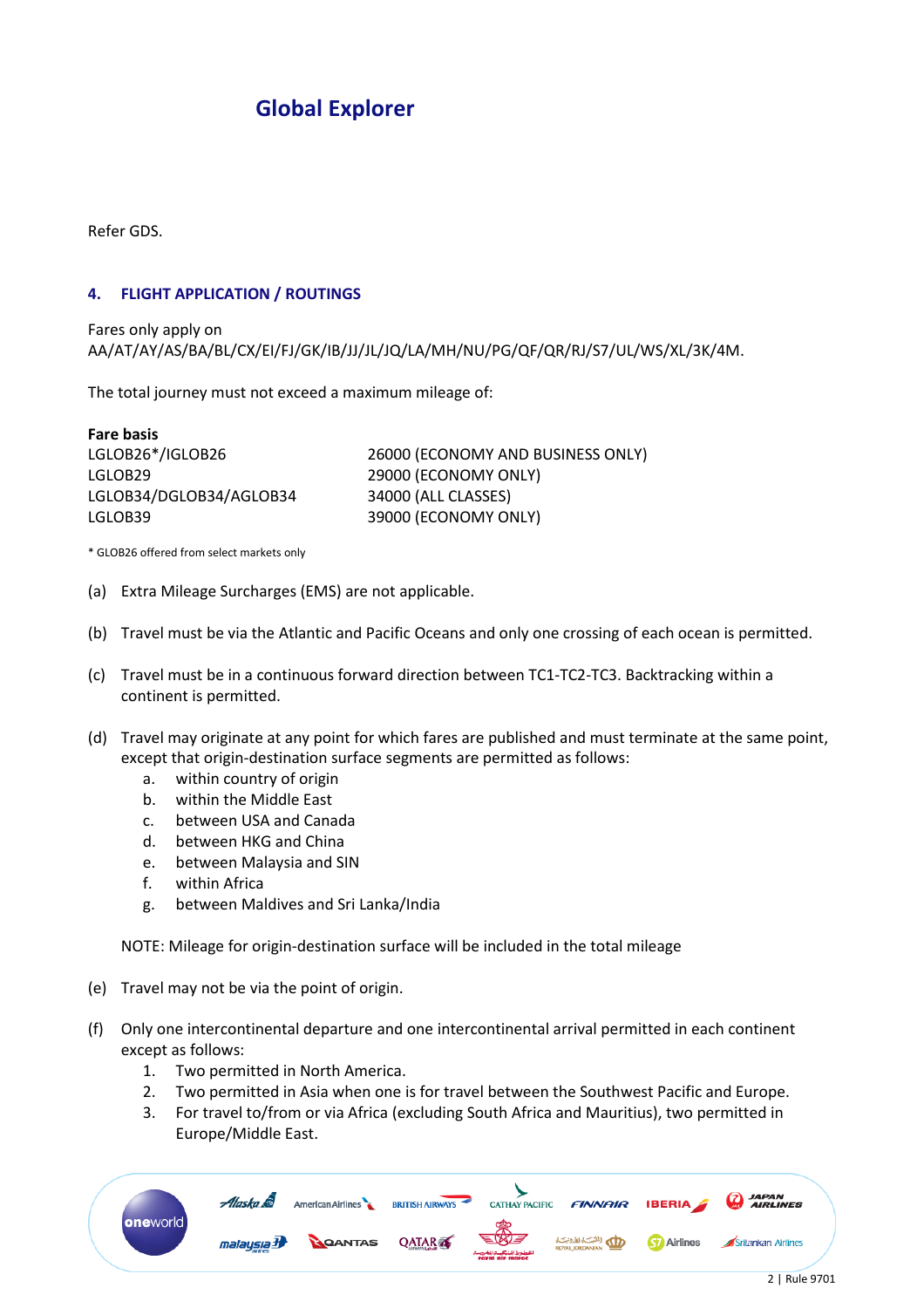# Global Explorer

Refer GDS.

## 4. FLIGHT APPLICATION / ROUTINGS

Fares only apply on AA/AT/AY/AS/BA/BL/CX/EI/FJ/GK/IB/JJ/JL/JQ/LA/MH/NU/PG/QF/QR/RJ/S7/UL/WS/XL/3K/4M.

The total journey must not exceed a maximum mileage of:

| **Fare basis** | |
|---|---|
| LGLOB26*/IGLOB26 | 26000 (ECONOMY AND BUSINESS ONLY) |
| LGLOB29 | 29000 (ECONOMY ONLY) |
| LGLOB34/DGLOB34/AGLOB34 | 34000 (ALL CLASSES) |
| LGLOB39 | 39000 (ECONOMY ONLY) |

* GLOB26 offered from select markets only

(a) Extra Mileage Surcharges (EMS) are not applicable.

(b) Travel must be via the Atlantic and Pacific Oceans and only one crossing of each ocean is permitted.

(c) Travel must be in a continuous forward direction between TC1-TC2-TC3. Backtracking within a continent is permitted.

(d) Travel may originate at any point for which fares are published and must terminate at the same point, except that origin-destination surface segments are permitted as follows:
   a. within country of origin
   b. within the Middle East
   c. between USA and Canada
   d. between HKG and China
   e. between Malaysia and SIN
   f. within Africa
   g. between Maldives and Sri Lanka/India

   NOTE: Mileage for origin-destination surface will be included in the total mileage

(e) Travel may not be via the point of origin.

(f) Only one intercontinental departure and one intercontinental arrival permitted in each continent except as follows:
   1. Two permitted in North America.
   2. Two permitted in Asia when one is for travel between the Southwest Pacific and Europe.
   3. For travel to/from or via Africa (excluding South Africa and Mauritius), two permitted in Europe/Middle East.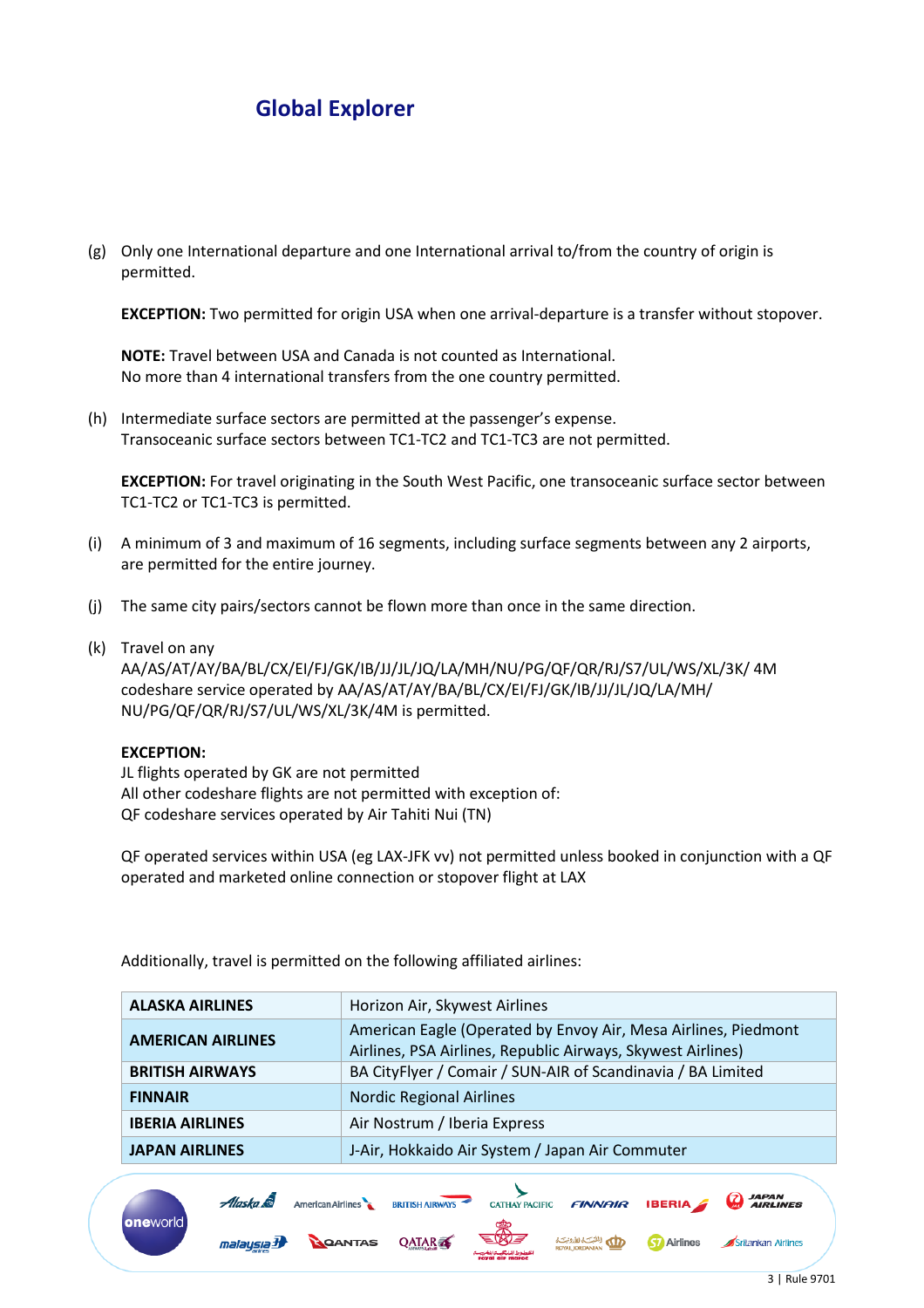## Global Explorer

(g) Only one International departure and one International arrival to/from the country of origin is permitted.

**EXCEPTION:** Two permitted for origin USA when one arrival-departure is a transfer without stopover.

**NOTE:** Travel between USA and Canada is not counted as International.
No more than 4 international transfers from the one country permitted.

(h) Intermediate surface sectors are permitted at the passenger's expense.
Transoceanic surface sectors between TC1-TC2 and TC1-TC3 are not permitted.

**EXCEPTION:** For travel originating in the South West Pacific, one transoceanic surface sector between TC1-TC2 or TC1-TC3 is permitted.

(i) A minimum of 3 and maximum of 16 segments, including surface segments between any 2 airports, are permitted for the entire journey.

(j) The same city pairs/sectors cannot be flown more than once in the same direction.

(k) Travel on any AA/AS/AT/AY/BA/BL/CX/EI/FJ/GK/IB/JJ/JL/JQ/LA/MH/NU/PG/QF/QR/RJ/S7/UL/WS/XL/3K/ 4M codeshare service operated by AA/AS/AT/AY/BA/BL/CX/EI/FJ/GK/IB/JJ/JL/JQ/LA/MH/ NU/PG/QF/QR/RJ/S7/UL/WS/XL/3K/4M is permitted.

**EXCEPTION:**
JL flights operated by GK are not permitted
All other codeshare flights are not permitted with exception of:
QF codeshare services operated by Air Tahiti Nui (TN)

QF operated services within USA (eg LAX-JFK vv) not permitted unless booked in conjunction with a QF operated and marketed online connection or stopover flight at LAX

Additionally, travel is permitted on the following affiliated airlines:

| | |
|---|---|
| **ALASKA AIRLINES** | Horizon Air, Skywest Airlines |
| **AMERICAN AIRLINES** | American Eagle (Operated by Envoy Air, Mesa Airlines, Piedmont Airlines, PSA Airlines, Republic Airways, Skywest Airlines) |
| **BRITISH AIRWAYS** | BA CityFlyer / Comair / SUN-AIR of Scandinavia / BA Limited |
| **FINNAIR** | Nordic Regional Airlines |
| **IBERIA AIRLINES** | Air Nostrum / Iberia Express |
| **JAPAN AIRLINES** | J-Air, Hokkaido Air System / Japan Air Commuter |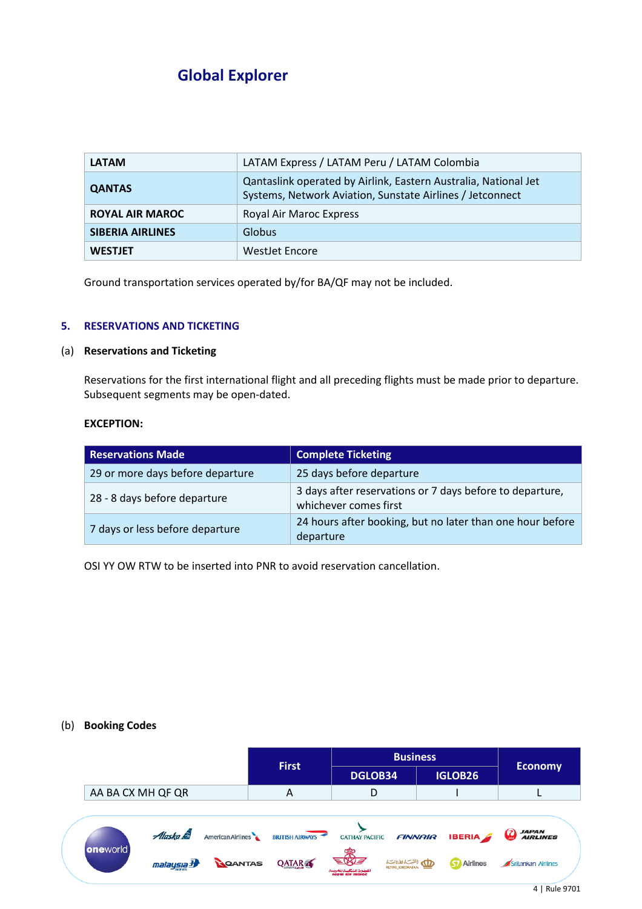# Global Explorer

| LATAM | LATAM Express / LATAM Peru / LATAM Colombia |
|---|---|
| QANTAS | Qantaslink operated by Airlink, Eastern Australia, National Jet Systems, Network Aviation, Sunstate Airlines / Jetconnect |
| ROYAL AIR MAROC | Royal Air Maroc Express |
| SIBERIA AIRLINES | Globus |
| WESTJET | WestJet Encore |

Ground transportation services operated by/for BA/QF may not be included.

## 5. RESERVATIONS AND TICKETING

### (a) Reservations and Ticketing

Reservations for the first international flight and all preceding flights must be made prior to departure. Subsequent segments may be open-dated.

**EXCEPTION:**

| Reservations Made | Complete Ticketing |
|---|---|
| 29 or more days before departure | 25 days before departure |
| 28 - 8 days before departure | 3 days after reservations or 7 days before to departure, whichever comes first |
| 7 days or less before departure | 24 hours after booking, but no later than one hour before departure |

OSI YY OW RTW to be inserted into PNR to avoid reservation cancellation.

### (b) Booking Codes

| | First | Business | | Economy |
|---|---|---|---|---|
| | | DGLOB34 | IGLOB26 | |
| AA BA CX MH QF QR | A | D | I | L |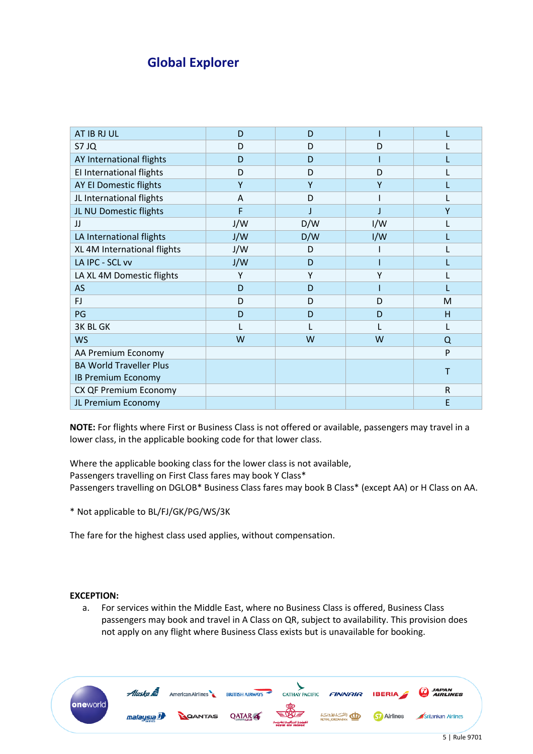## Global Explorer

| AT IB RJ UL | D | D | I | L |
|---|---|---|---|---|
| S7 JQ | D | D | D | L |
| AY International flights | D | D | I | L |
| EI International flights | D | D | D | L |
| AY EI Domestic flights | Y | Y | Y | L |
| JL International flights | A | D | I | L |
| JL NU Domestic flights | F | J | J | Y |
| JJ | J/W | D/W | I/W | L |
| LA International flights | J/W | D/W | I/W | L |
| XL 4M International flights | J/W | D | I | L |
| LA IPC - SCL vv | J/W | D | I | L |
| LA XL 4M Domestic flights | Y | Y | Y | L |
| AS | D | D | I | L |
| FJ | D | D | D | M |
| PG | D | D | D | H |
| 3K BL GK | L | L | L | L |
| WS | W | W | W | Q |
| AA Premium Economy | | | | P |
| BA World Traveller Plus IB Premium Economy | | | | T |
| CX QF Premium Economy | | | | R |
| JL Premium Economy | | | | E |

**NOTE:** For flights where First or Business Class is not offered or available, passengers may travel in a lower class, in the applicable booking code for that lower class.

Where the applicable booking class for the lower class is not available,
Passengers travelling on First Class fares may book Y Class*
Passengers travelling on DGLOB* Business Class fares may book B Class* (except AA) or H Class on AA.

* Not applicable to BL/FJ/GK/PG/WS/3K

The fare for the highest class used applies, without compensation.

**EXCEPTION:**

a. For services within the Middle East, where no Business Class is offered, Business Class passengers may book and travel in A Class on QR, subject to availability. This provision does not apply on any flight where Business Class exists but is unavailable for booking.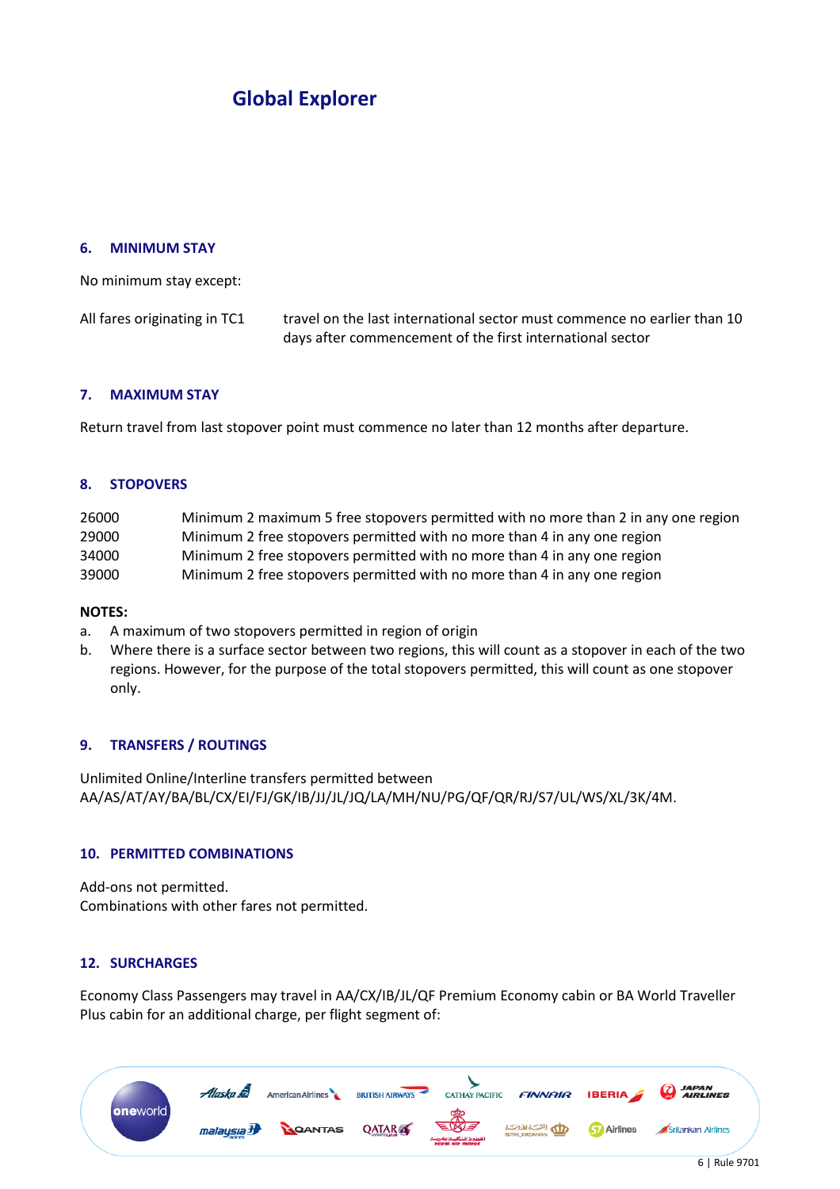# Global Explorer

## 6. MINIMUM STAY

No minimum stay except:

| | |
|---|---|
| All fares originating in TC1 | travel on the last international sector must commence no earlier than 10 days after commencement of the first international sector |

## 7. MAXIMUM STAY

Return travel from last stopover point must commence no later than 12 months after departure.

## 8. STOPOVERS

| | |
|---|---|
| 26000 | Minimum 2 maximum 5 free stopovers permitted with no more than 2 in any one region |
| 29000 | Minimum 2 free stopovers permitted with no more than 4 in any one region |
| 34000 | Minimum 2 free stopovers permitted with no more than 4 in any one region |
| 39000 | Minimum 2 free stopovers permitted with no more than 4 in any one region |

**NOTES:**

a. A maximum of two stopovers permitted in region of origin

b. Where there is a surface sector between two regions, this will count as a stopover in each of the two regions. However, for the purpose of the total stopovers permitted, this will count as one stopover only.

## 9. TRANSFERS / ROUTINGS

Unlimited Online/Interline transfers permitted between AA/AS/AT/AY/BA/BL/CX/EI/FJ/GK/IB/JJ/JL/JQ/LA/MH/NU/PG/QF/QR/RJ/S7/UL/WS/XL/3K/4M.

## 10. PERMITTED COMBINATIONS

Add-ons not permitted.
Combinations with other fares not permitted.

## 12. SURCHARGES

Economy Class Passengers may travel in AA/CX/IB/JL/QF Premium Economy cabin or BA World Traveller Plus cabin for an additional charge, per flight segment of: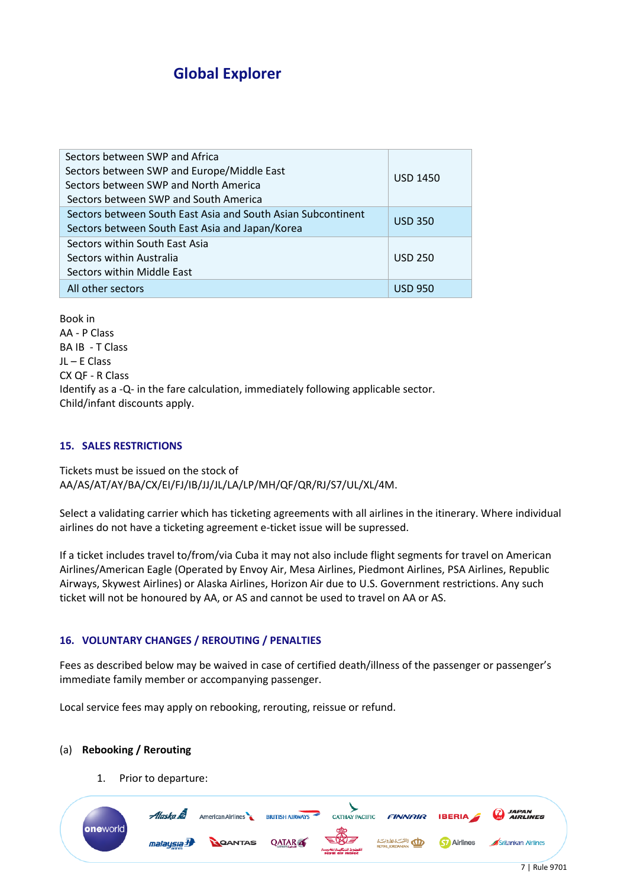## Global Explorer

| Sectors | Amount |
|---|---|
| Sectors between SWP and Africa<br>Sectors between SWP and Europe/Middle East<br>Sectors between SWP and North America<br>Sectors between SWP and South America | USD 1450 |
| Sectors between South East Asia and South Asian Subcontinent<br>Sectors between South East Asia and Japan/Korea | USD 350 |
| Sectors within South East Asia<br>Sectors within Australia<br>Sectors within Middle East | USD 250 |
| All other sectors | USD 950 |

Book in
AA - P Class
BA IB - T Class
JL – E Class
CX QF - R Class
Identify as a -Q- in the fare calculation, immediately following applicable sector.
Child/infant discounts apply.

### 15. SALES RESTRICTIONS

Tickets must be issued on the stock of
AA/AS/AT/AY/BA/CX/EI/FJ/IB/JJ/JL/LA/LP/MH/QF/QR/RJ/S7/UL/XL/4M.

Select a validating carrier which has ticketing agreements with all airlines in the itinerary. Where individual airlines do not have a ticketing agreement e-ticket issue will be supressed.

If a ticket includes travel to/from/via Cuba it may not also include flight segments for travel on American Airlines/American Eagle (Operated by Envoy Air, Mesa Airlines, Piedmont Airlines, PSA Airlines, Republic Airways, Skywest Airlines) or Alaska Airlines, Horizon Air due to U.S. Government restrictions. Any such ticket will not be honoured by AA, or AS and cannot be used to travel on AA or AS.

### 16. VOLUNTARY CHANGES / REROUTING / PENALTIES

Fees as described below may be waived in case of certified death/illness of the passenger or passenger's immediate family member or accompanying passenger.

Local service fees may apply on rebooking, rerouting, reissue or refund.

(a) **Rebooking / Rerouting**

1. Prior to departure: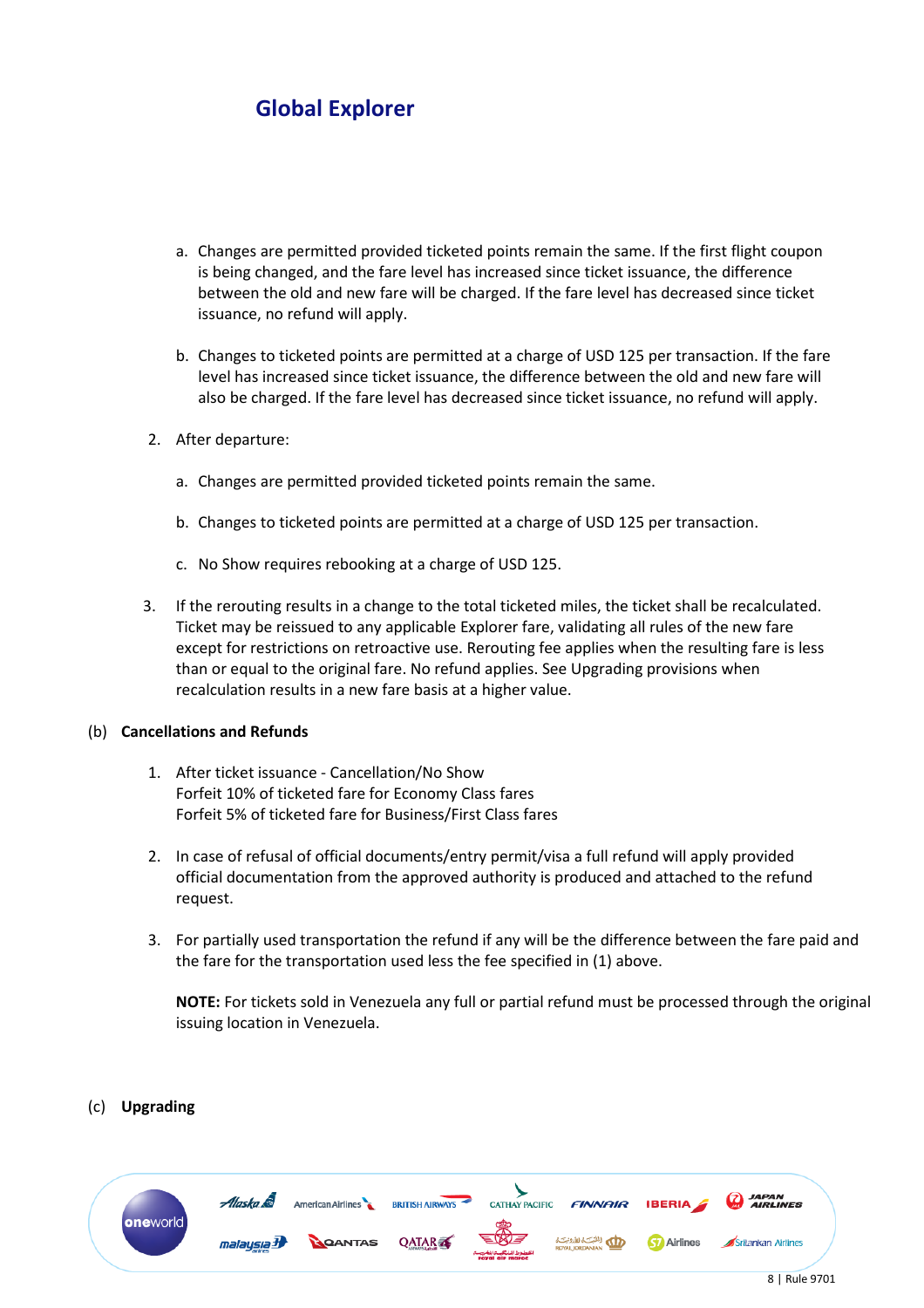## Global Explorer

a. Changes are permitted provided ticketed points remain the same. If the first flight coupon is being changed, and the fare level has increased since ticket issuance, the difference between the old and new fare will be charged. If the fare level has decreased since ticket issuance, no refund will apply.

b. Changes to ticketed points are permitted at a charge of USD 125 per transaction. If the fare level has increased since ticket issuance, the difference between the old and new fare will also be charged. If the fare level has decreased since ticket issuance, no refund will apply.

2. After departure:

   a. Changes are permitted provided ticketed points remain the same.

   b. Changes to ticketed points are permitted at a charge of USD 125 per transaction.

   c. No Show requires rebooking at a charge of USD 125.

3. If the rerouting results in a change to the total ticketed miles, the ticket shall be recalculated. Ticket may be reissued to any applicable Explorer fare, validating all rules of the new fare except for restrictions on retroactive use. Rerouting fee applies when the resulting fare is less than or equal to the original fare. No refund applies. See Upgrading provisions when recalculation results in a new fare basis at a higher value.

(b) **Cancellations and Refunds**

1. After ticket issuance - Cancellation/No Show
   Forfeit 10% of ticketed fare for Economy Class fares
   Forfeit 5% of ticketed fare for Business/First Class fares

2. In case of refusal of official documents/entry permit/visa a full refund will apply provided official documentation from the approved authority is produced and attached to the refund request.

3. For partially used transportation the refund if any will be the difference between the fare paid and the fare for the transportation used less the fee specified in (1) above.

   **NOTE:** For tickets sold in Venezuela any full or partial refund must be processed through the original issuing location in Venezuela.

(c) **Upgrading**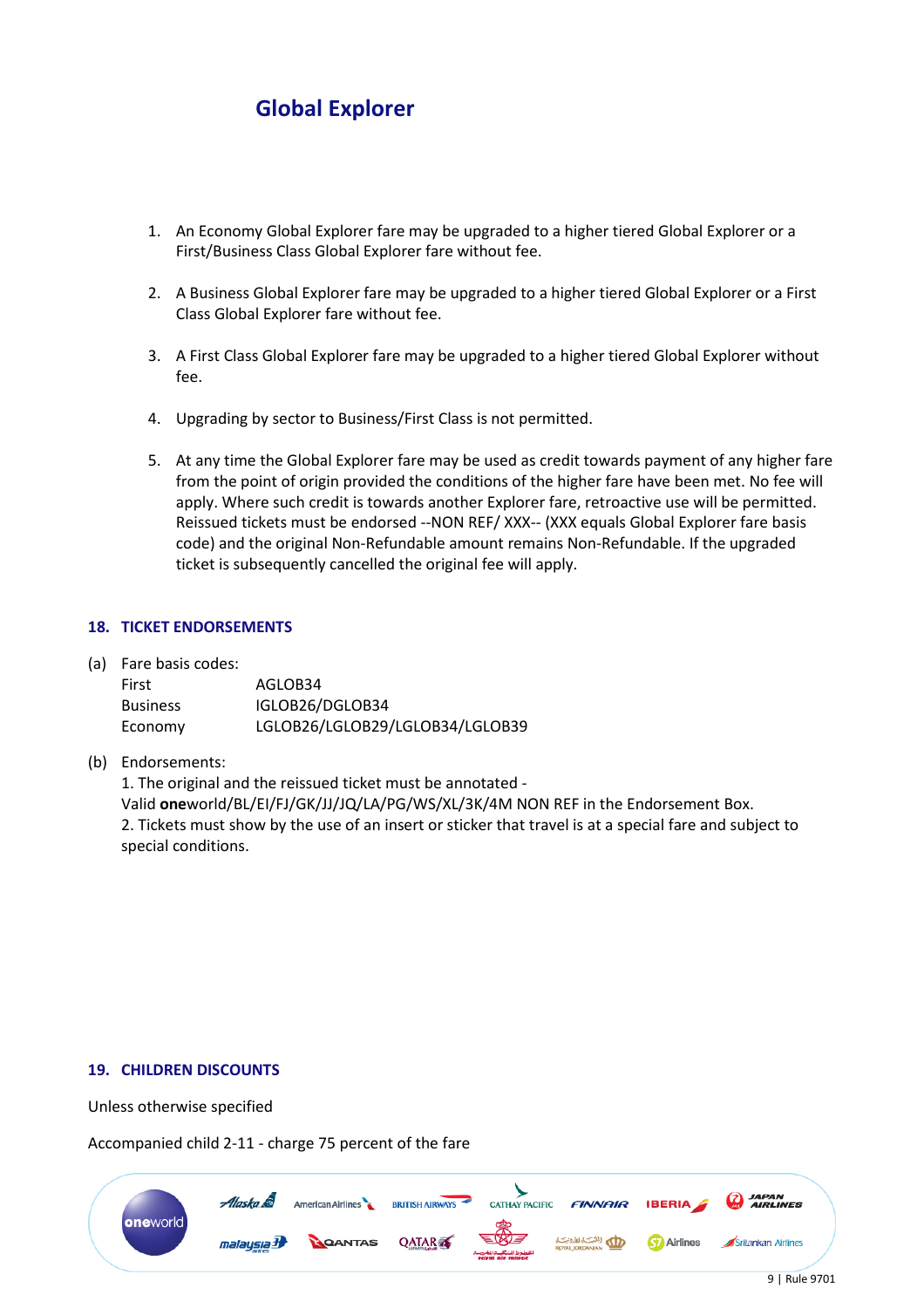## Global Explorer

1. An Economy Global Explorer fare may be upgraded to a higher tiered Global Explorer or a First/Business Class Global Explorer fare without fee.

2. A Business Global Explorer fare may be upgraded to a higher tiered Global Explorer or a First Class Global Explorer fare without fee.

3. A First Class Global Explorer fare may be upgraded to a higher tiered Global Explorer without fee.

4. Upgrading by sector to Business/First Class is not permitted.

5. At any time the Global Explorer fare may be used as credit towards payment of any higher fare from the point of origin provided the conditions of the higher fare have been met. No fee will apply. Where such credit is towards another Explorer fare, retroactive use will be permitted. Reissued tickets must be endorsed --NON REF/ XXX-- (XXX equals Global Explorer fare basis code) and the original Non-Refundable amount remains Non-Refundable. If the upgraded ticket is subsequently cancelled the original fee will apply.

### 18. TICKET ENDORSEMENTS

(a) Fare basis codes:

| | |
|---|---|
| First | AGLOB34 |
| Business | IGLOB26/DGLOB34 |
| Economy | LGLOB26/LGLOB29/LGLOB34/LGLOB39 |

(b) Endorsements:
1. The original and the reissued ticket must be annotated - Valid **one**world/BL/EI/FJ/GK/JJ/JQ/LA/PG/WS/XL/3K/4M NON REF in the Endorsement Box.
2. Tickets must show by the use of an insert or sticker that travel is at a special fare and subject to special conditions.

### 19. CHILDREN DISCOUNTS

Unless otherwise specified

Accompanied child 2-11 - charge 75 percent of the fare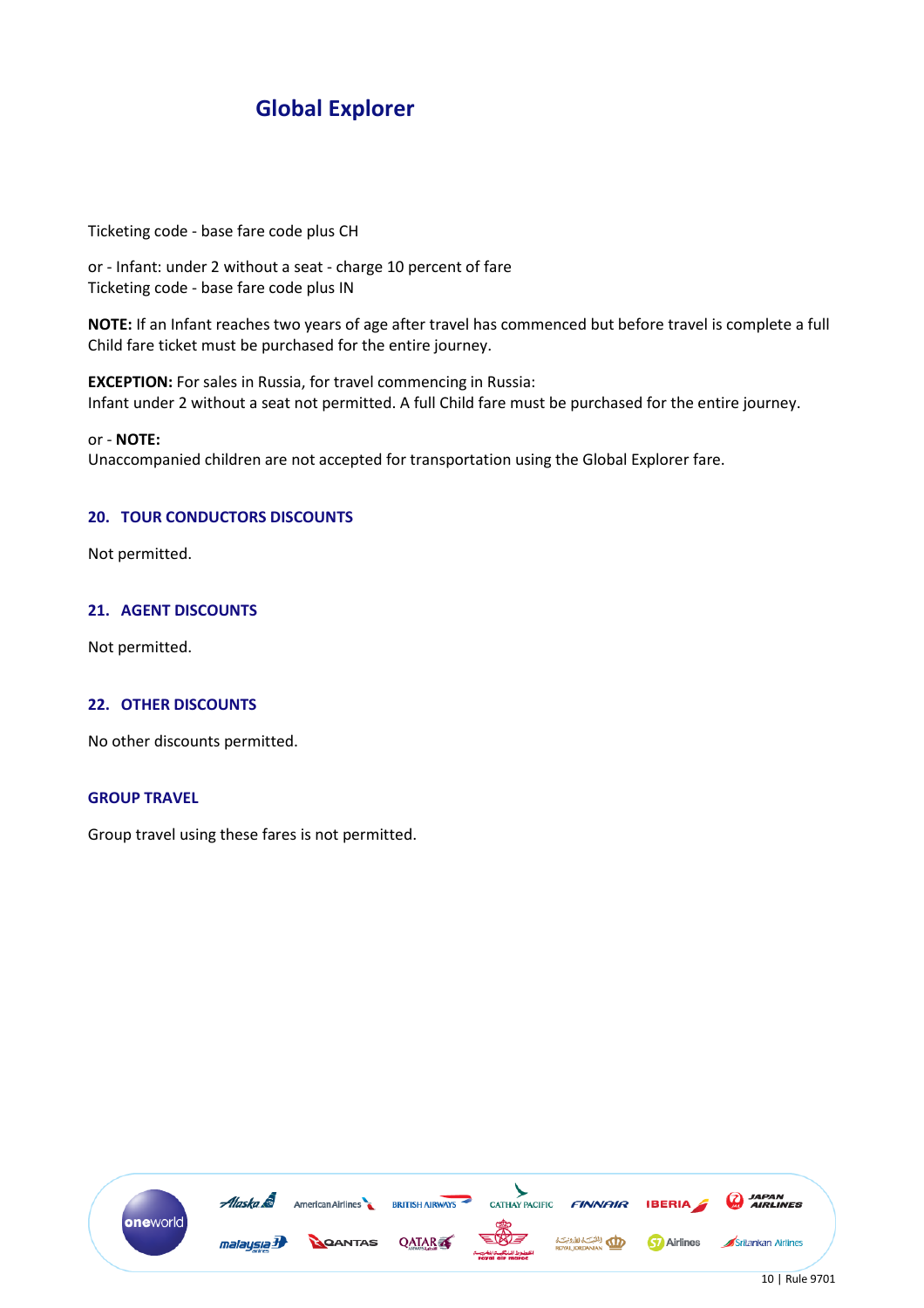# Global Explorer

Ticketing code - base fare code plus CH

or - Infant: under 2 without a seat - charge 10 percent of fare
Ticketing code - base fare code plus IN

**NOTE:** If an Infant reaches two years of age after travel has commenced but before travel is complete a full Child fare ticket must be purchased for the entire journey.

**EXCEPTION:** For sales in Russia, for travel commencing in Russia:
Infant under 2 without a seat not permitted. A full Child fare must be purchased for the entire journey.

or - **NOTE:**
Unaccompanied children are not accepted for transportation using the Global Explorer fare.

### 20. TOUR CONDUCTORS DISCOUNTS

Not permitted.

### 21. AGENT DISCOUNTS

Not permitted.

### 22. OTHER DISCOUNTS

No other discounts permitted.

### GROUP TRAVEL

Group travel using these fares is not permitted.